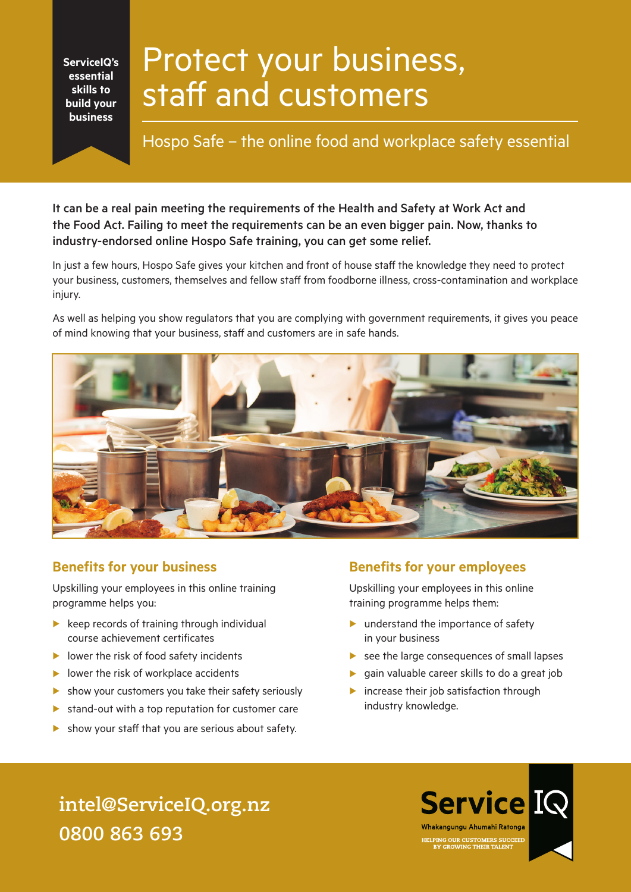ServiceIQ's essential skills to build your business

# Protect your business, staff and customers

## Hospo Safe – the online food and workplace safety essential

**It can be a real pain meeting the requirements of the Health and Safety at Work Act and the Food Act. Failing to meet the requirements can be an even bigger pain. Now, thanks to industry-endorsed online Hospo Safe training, you can get some relief.**

In just a few hours, Hospo Safe gives your kitchen and front of house staff the knowledge they need to protect your business, customers, themselves and fellow staff from foodborne illness, cross-contamination and workplace injury.

As well as helping you show regulators that you are complying with government requirements, it gives you peace of mind knowing that your business, staff and customers are in safe hands.

### Benefits for your business

Upskilling your employees in this online training programme helps you:

- keep records of training through individual course achievement certificates
- lower the risk of food safety incidents
- lower the risk of workplace accidents
- show your customers you take their safety seriously
- stand-out with a top reputation for customer care
- show your staff that you are serious about safety.

### Benefits for your employees

Upskilling your employees in this online training programme helps them:

- understand the importance of safety in your business
- see the large consequences of small lapses
- gain valuable career skills to do a great job
- increase their job satisfaction through industry knowledge.

intel@ServiceIQ.org.nz
0800 863 693

ServiceIQ
Whakangungu Ahumahi Ratonga
HELPING OUR CUSTOMERS SUCCEED BY GROWING THEIR TALENT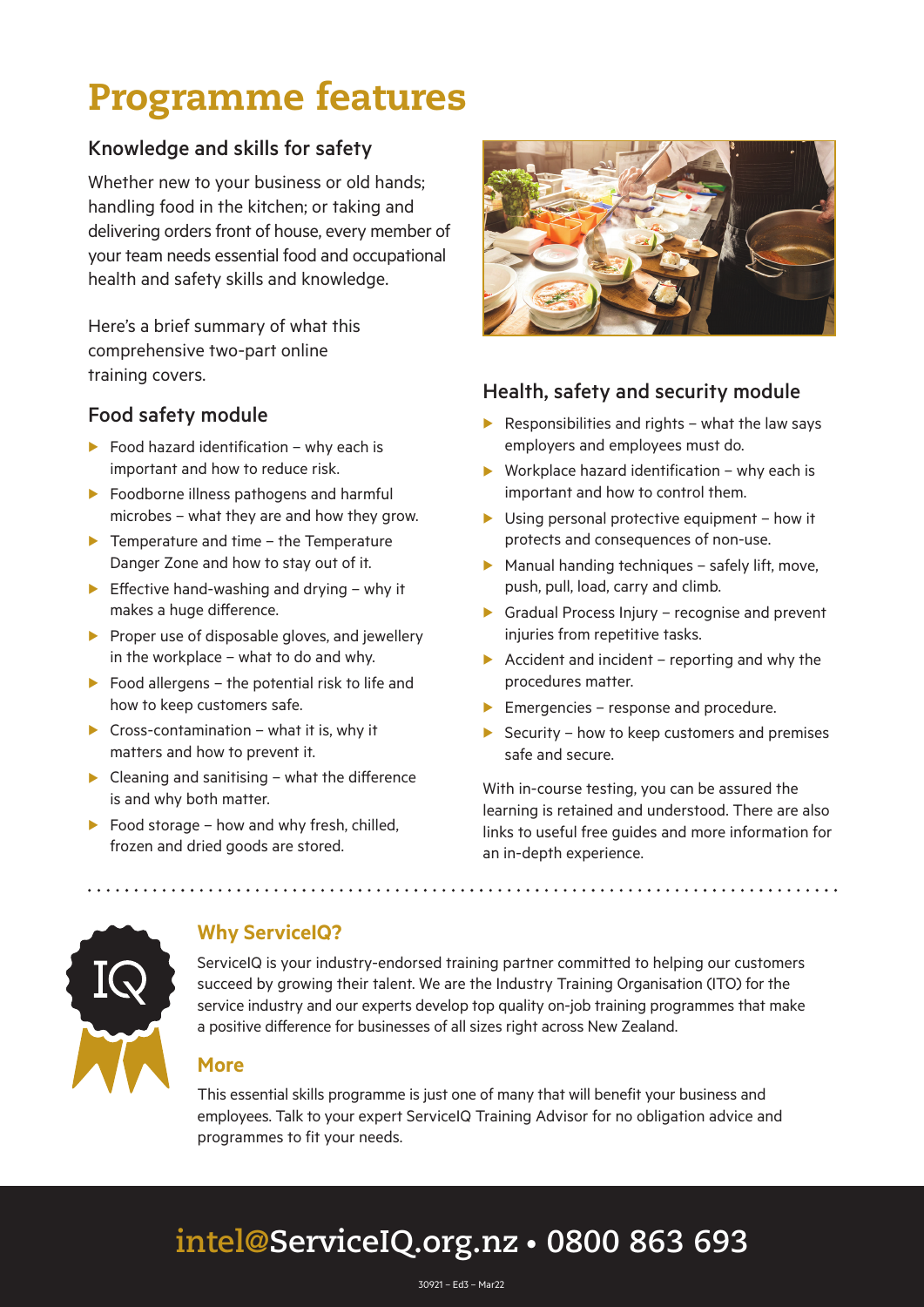# Programme features

## Knowledge and skills for safety

Whether new to your business or old hands; handling food in the kitchen; or taking and delivering orders front of house, every member of your team needs essential food and occupational health and safety skills and knowledge.

Here's a brief summary of what this comprehensive two-part online training covers.

## Food safety module

- Food hazard identification – why each is important and how to reduce risk.
- Foodborne illness pathogens and harmful microbes – what they are and how they grow.
- Temperature and time – the Temperature Danger Zone and how to stay out of it.
- Effective hand-washing and drying – why it makes a huge difference.
- Proper use of disposable gloves, and jewellery in the workplace – what to do and why.
- Food allergens – the potential risk to life and how to keep customers safe.
- Cross-contamination – what it is, why it matters and how to prevent it.
- Cleaning and sanitising – what the difference is and why both matter.
- Food storage – how and why fresh, chilled, frozen and dried goods are stored.

## Health, safety and security module

- Responsibilities and rights – what the law says employers and employees must do.
- Workplace hazard identification – why each is important and how to control them.
- Using personal protective equipment – how it protects and consequences of non-use.
- Manual handing techniques – safely lift, move, push, pull, load, carry and climb.
- Gradual Process Injury – recognise and prevent injuries from repetitive tasks.
- Accident and incident – reporting and why the procedures matter.
- Emergencies – response and procedure.
- Security – how to keep customers and premises safe and secure.

With in-course testing, you can be assured the learning is retained and understood. There are also links to useful free guides and more information for an in-depth experience.

### Why ServiceIQ?

ServiceIQ is your industry-endorsed training partner committed to helping our customers succeed by growing their talent. We are the Industry Training Organisation (ITO) for the service industry and our experts develop top quality on-job training programmes that make a positive difference for businesses of all sizes right across New Zealand.

### More

This essential skills programme is just one of many that will benefit your business and employees. Talk to your expert ServiceIQ Training Advisor for no obligation advice and programmes to fit your needs.

**intel@ServiceIQ.org.nz • 0800 863 693**

30921 – Ed3 – Mar22